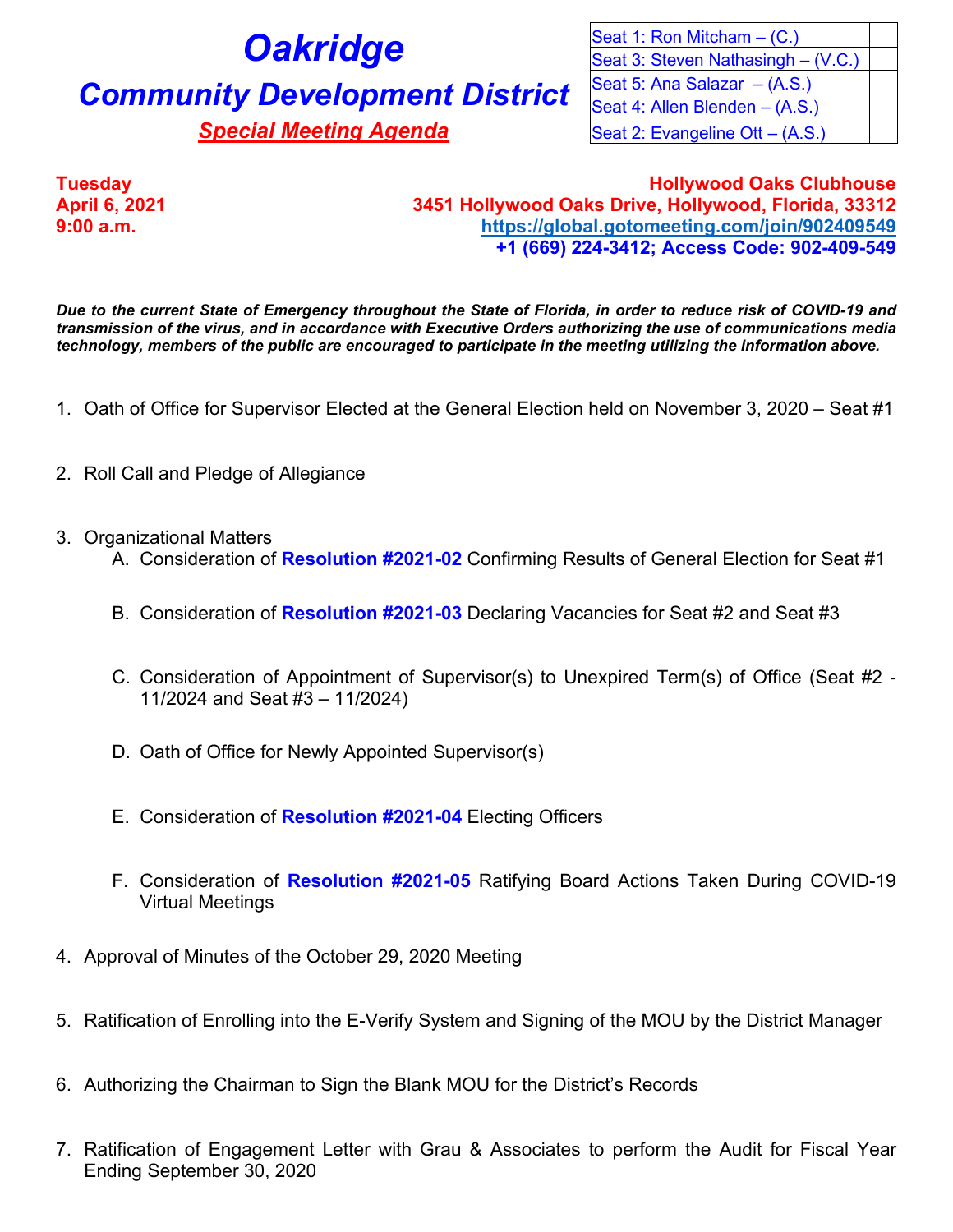# Oakridge

## Community Development District

### Special Meeting Agenda

| Seat 1: Ron Mitcham – (C.) | |
|---|---|
| Seat 3: Steven Nathasingh – (V.C.) | |
| Seat 5: Ana Salazar – (A.S.) | |
| Seat 4: Allen Blenden – (A.S.) | |
| Seat 2: Evangeline Ott – (A.S.) | |

**Tuesday**
**April 6, 2021**
**9:00 a.m.**

**Hollywood Oaks Clubhouse**
**3451 Hollywood Oaks Drive, Hollywood, Florida, 33312**
**https://global.gotomeeting.com/join/902409549**
**+1 (669) 224-3412; Access Code: 902-409-549**

***Due to the current State of Emergency throughout the State of Florida, in order to reduce risk of COVID-19 and transmission of the virus, and in accordance with Executive Orders authorizing the use of communications media technology, members of the public are encouraged to participate in the meeting utilizing the information above.***

1. Oath of Office for Supervisor Elected at the General Election held on November 3, 2020 – Seat #1

2. Roll Call and Pledge of Allegiance

3. Organizational Matters
   A. Consideration of **Resolution #2021-02** Confirming Results of General Election for Seat #1

   B. Consideration of **Resolution #2021-03** Declaring Vacancies for Seat #2 and Seat #3

   C. Consideration of Appointment of Supervisor(s) to Unexpired Term(s) of Office (Seat #2 - 11/2024 and Seat #3 – 11/2024)

   D. Oath of Office for Newly Appointed Supervisor(s)

   E. Consideration of **Resolution #2021-04** Electing Officers

   F. Consideration of **Resolution #2021-05** Ratifying Board Actions Taken During COVID-19 Virtual Meetings

4. Approval of Minutes of the October 29, 2020 Meeting

5. Ratification of Enrolling into the E-Verify System and Signing of the MOU by the District Manager

6. Authorizing the Chairman to Sign the Blank MOU for the District's Records

7. Ratification of Engagement Letter with Grau & Associates to perform the Audit for Fiscal Year Ending September 30, 2020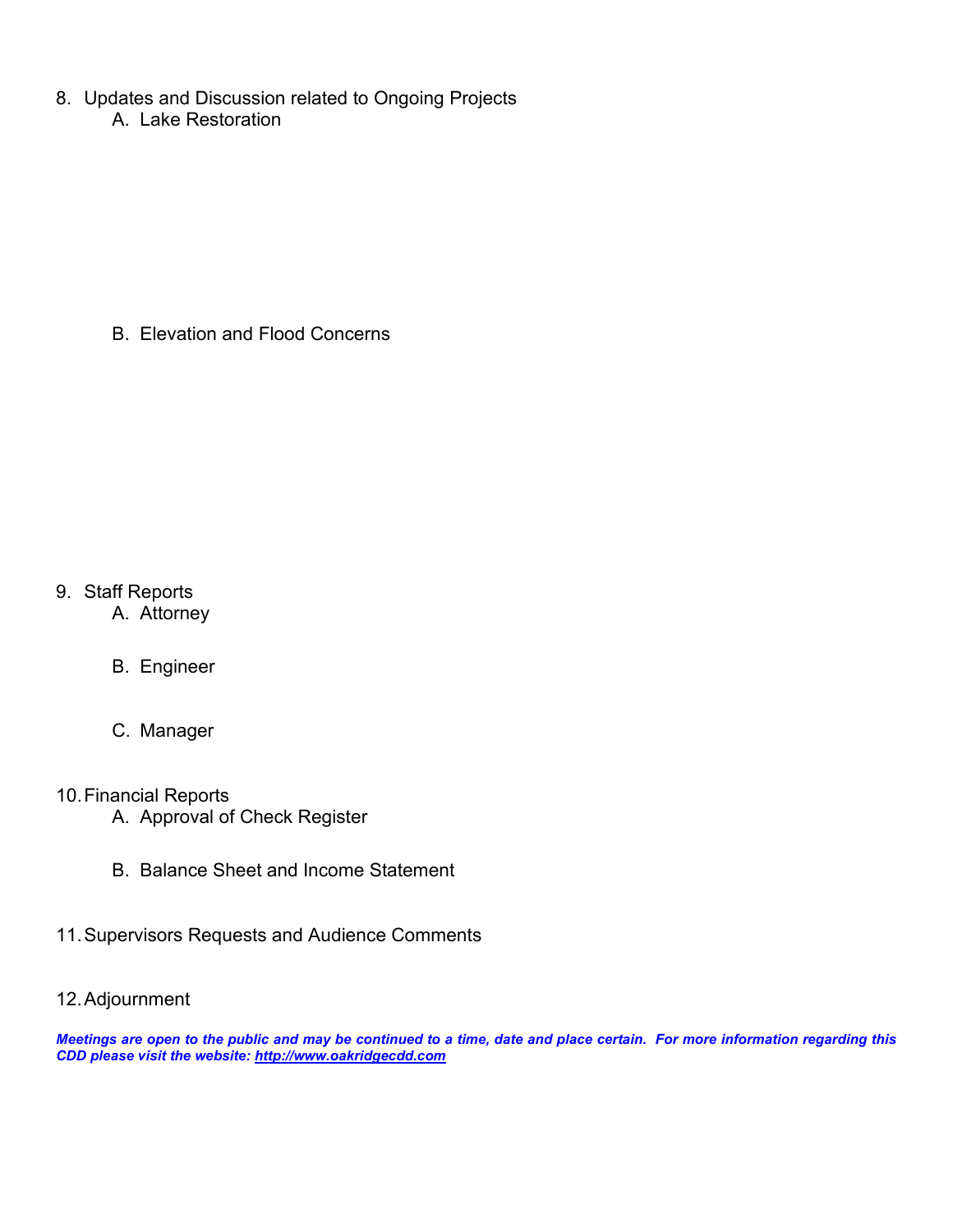8. Updates and Discussion related to Ongoing Projects
    A. Lake Restoration

    B. Elevation and Flood Concerns

9. Staff Reports
    A. Attorney

    B. Engineer

    C. Manager

10. Financial Reports
    A. Approval of Check Register

    B. Balance Sheet and Income Statement

11. Supervisors Requests and Audience Comments

12. Adjournment

***Meetings are open to the public and may be continued to a time, date and place certain. For more information regarding this CDD please visit the website: [http://www.oakridgecdd.com](http://www.oakridgecdd.com)***